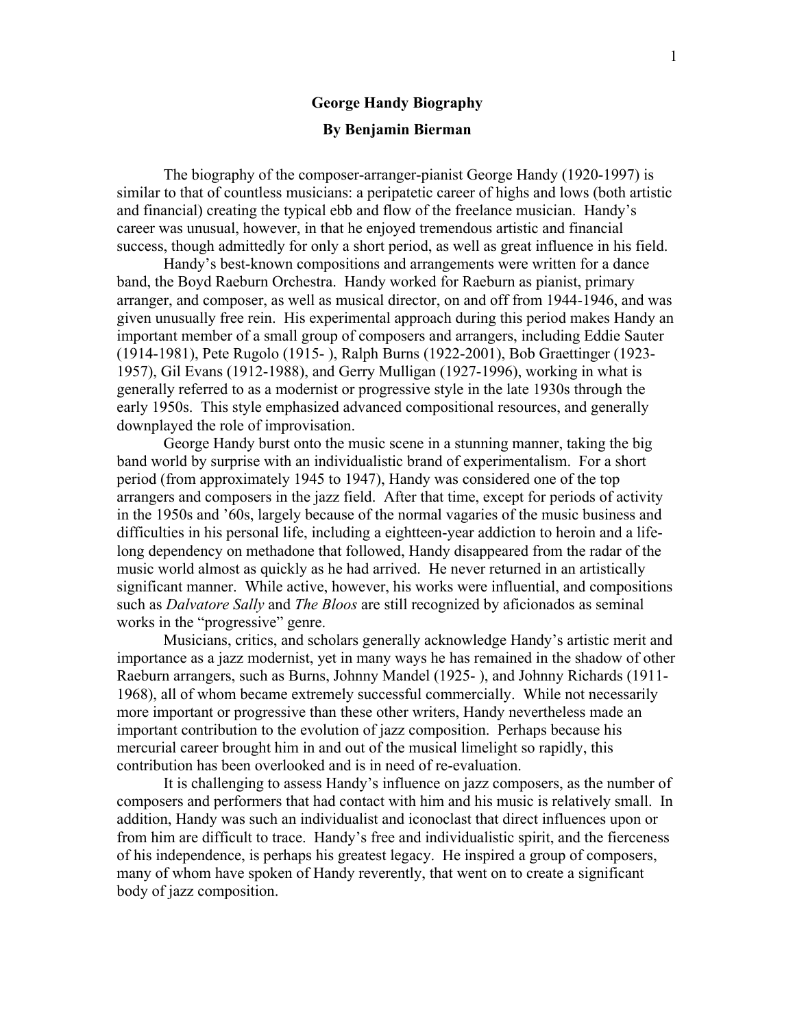# George Handy Biography

## By Benjamin Bierman

The biography of the composer-arranger-pianist George Handy (1920-1997) is similar to that of countless musicians: a peripatetic career of highs and lows (both artistic and financial) creating the typical ebb and flow of the freelance musician. Handy's career was unusual, however, in that he enjoyed tremendous artistic and financial success, though admittedly for only a short period, as well as great influence in his field.

Handy's best-known compositions and arrangements were written for a dance band, the Boyd Raeburn Orchestra. Handy worked for Raeburn as pianist, primary arranger, and composer, as well as musical director, on and off from 1944-1946, and was given unusually free rein. His experimental approach during this period makes Handy an important member of a small group of composers and arrangers, including Eddie Sauter (1914-1981), Pete Rugolo (1915- ), Ralph Burns (1922-2001), Bob Graettinger (1923-1957), Gil Evans (1912-1988), and Gerry Mulligan (1927-1996), working in what is generally referred to as a modernist or progressive style in the late 1930s through the early 1950s. This style emphasized advanced compositional resources, and generally downplayed the role of improvisation.

George Handy burst onto the music scene in a stunning manner, taking the big band world by surprise with an individualistic brand of experimentalism. For a short period (from approximately 1945 to 1947), Handy was considered one of the top arrangers and composers in the jazz field. After that time, except for periods of activity in the 1950s and '60s, largely because of the normal vagaries of the music business and difficulties in his personal life, including a eighteen-year addiction to heroin and a life-long dependency on methadone that followed, Handy disappeared from the radar of the music world almost as quickly as he had arrived. He never returned in an artistically significant manner. While active, however, his works were influential, and compositions such as *Dalvatore Sally* and *The Bloos* are still recognized by aficionados as seminal works in the "progressive" genre.

Musicians, critics, and scholars generally acknowledge Handy's artistic merit and importance as a jazz modernist, yet in many ways he has remained in the shadow of other Raeburn arrangers, such as Burns, Johnny Mandel (1925- ), and Johnny Richards (1911-1968), all of whom became extremely successful commercially. While not necessarily more important or progressive than these other writers, Handy nevertheless made an important contribution to the evolution of jazz composition. Perhaps because his mercurial career brought him in and out of the musical limelight so rapidly, this contribution has been overlooked and is in need of re-evaluation.

It is challenging to assess Handy's influence on jazz composers, as the number of composers and performers that had contact with him and his music is relatively small. In addition, Handy was such an individualist and iconoclast that direct influences upon or from him are difficult to trace. Handy's free and individualistic spirit, and the fierceness of his independence, is perhaps his greatest legacy. He inspired a group of composers, many of whom have spoken of Handy reverently, that went on to create a significant body of jazz composition.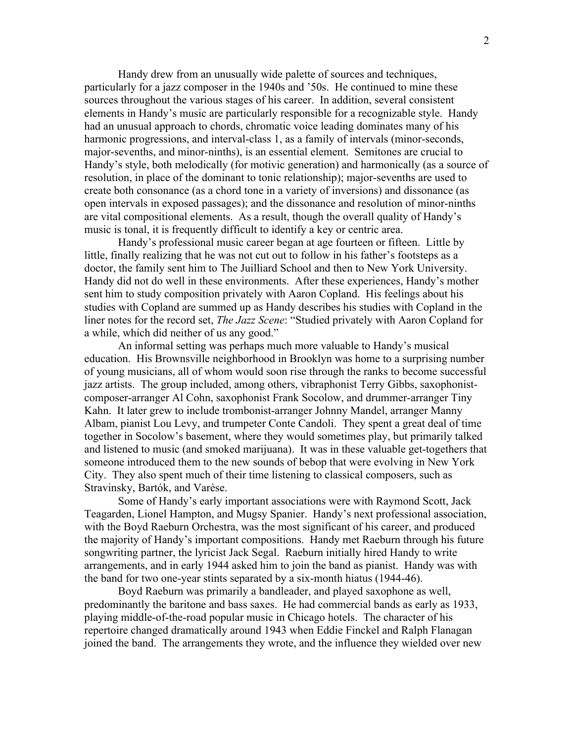Handy drew from an unusually wide palette of sources and techniques, particularly for a jazz composer in the 1940s and '50s. He continued to mine these sources throughout the various stages of his career. In addition, several consistent elements in Handy's music are particularly responsible for a recognizable style. Handy had an unusual approach to chords, chromatic voice leading dominates many of his harmonic progressions, and interval-class 1, as a family of intervals (minor-seconds, major-sevenths, and minor-ninths), is an essential element. Semitones are crucial to Handy's style, both melodically (for motivic generation) and harmonically (as a source of resolution, in place of the dominant to tonic relationship); major-sevenths are used to create both consonance (as a chord tone in a variety of inversions) and dissonance (as open intervals in exposed passages); and the dissonance and resolution of minor-ninths are vital compositional elements. As a result, though the overall quality of Handy's music is tonal, it is frequently difficult to identify a key or centric area.

Handy's professional music career began at age fourteen or fifteen. Little by little, finally realizing that he was not cut out to follow in his father's footsteps as a doctor, the family sent him to The Juilliard School and then to New York University. Handy did not do well in these environments. After these experiences, Handy's mother sent him to study composition privately with Aaron Copland. His feelings about his studies with Copland are summed up as Handy describes his studies with Copland in the liner notes for the record set, *The Jazz Scene*: "Studied privately with Aaron Copland for a while, which did neither of us any good."

An informal setting was perhaps much more valuable to Handy's musical education. His Brownsville neighborhood in Brooklyn was home to a surprising number of young musicians, all of whom would soon rise through the ranks to become successful jazz artists. The group included, among others, vibraphonist Terry Gibbs, saxophonist-composer-arranger Al Cohn, saxophonist Frank Socolow, and drummer-arranger Tiny Kahn. It later grew to include trombonist-arranger Johnny Mandel, arranger Manny Albam, pianist Lou Levy, and trumpeter Conte Candoli. They spent a great deal of time together in Socolow's basement, where they would sometimes play, but primarily talked and listened to music (and smoked marijuana). It was in these valuable get-togethers that someone introduced them to the new sounds of bebop that were evolving in New York City. They also spent much of their time listening to classical composers, such as Stravinsky, Bartók, and Varèse.

Some of Handy's early important associations were with Raymond Scott, Jack Teagarden, Lionel Hampton, and Mugsy Spanier. Handy's next professional association, with the Boyd Raeburn Orchestra, was the most significant of his career, and produced the majority of Handy's important compositions. Handy met Raeburn through his future songwriting partner, the lyricist Jack Segal. Raeburn initially hired Handy to write arrangements, and in early 1944 asked him to join the band as pianist. Handy was with the band for two one-year stints separated by a six-month hiatus (1944-46).

Boyd Raeburn was primarily a bandleader, and played saxophone as well, predominantly the baritone and bass saxes. He had commercial bands as early as 1933, playing middle-of-the-road popular music in Chicago hotels. The character of his repertoire changed dramatically around 1943 when Eddie Finckel and Ralph Flanagan joined the band. The arrangements they wrote, and the influence they wielded over new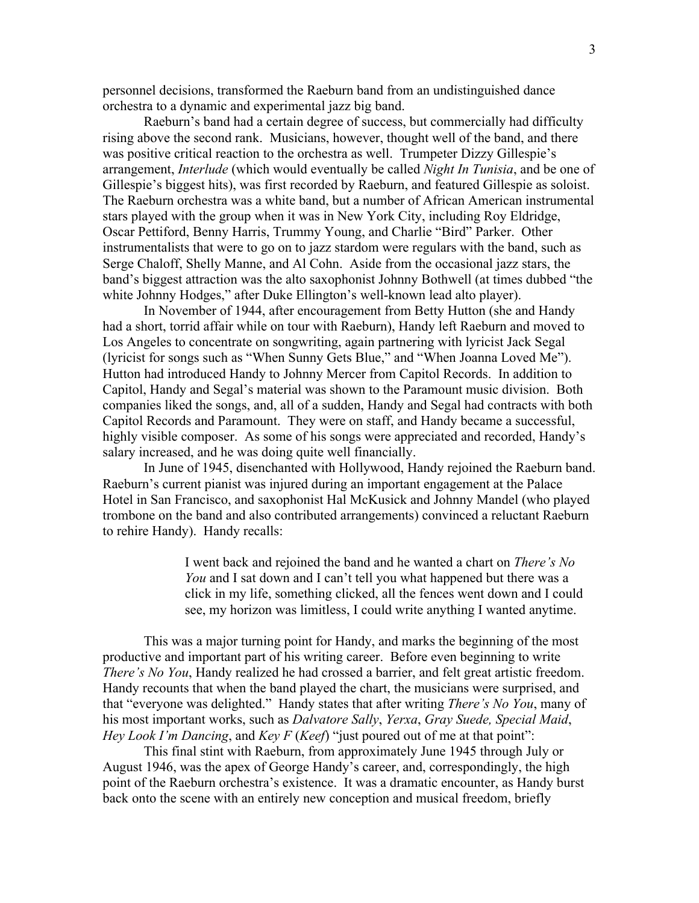personnel decisions, transformed the Raeburn band from an undistinguished dance orchestra to a dynamic and experimental jazz big band.

Raeburn's band had a certain degree of success, but commercially had difficulty rising above the second rank. Musicians, however, thought well of the band, and there was positive critical reaction to the orchestra as well. Trumpeter Dizzy Gillespie's arrangement, *Interlude* (which would eventually be called *Night In Tunisia*, and be one of Gillespie's biggest hits), was first recorded by Raeburn, and featured Gillespie as soloist. The Raeburn orchestra was a white band, but a number of African American instrumental stars played with the group when it was in New York City, including Roy Eldridge, Oscar Pettiford, Benny Harris, Trummy Young, and Charlie "Bird" Parker. Other instrumentalists that were to go on to jazz stardom were regulars with the band, such as Serge Chaloff, Shelly Manne, and Al Cohn. Aside from the occasional jazz stars, the band's biggest attraction was the alto saxophonist Johnny Bothwell (at times dubbed "the white Johnny Hodges," after Duke Ellington's well-known lead alto player).

In November of 1944, after encouragement from Betty Hutton (she and Handy had a short, torrid affair while on tour with Raeburn), Handy left Raeburn and moved to Los Angeles to concentrate on songwriting, again partnering with lyricist Jack Segal (lyricist for songs such as "When Sunny Gets Blue," and "When Joanna Loved Me"). Hutton had introduced Handy to Johnny Mercer from Capitol Records. In addition to Capitol, Handy and Segal's material was shown to the Paramount music division. Both companies liked the songs, and, all of a sudden, Handy and Segal had contracts with both Capitol Records and Paramount. They were on staff, and Handy became a successful, highly visible composer. As some of his songs were appreciated and recorded, Handy's salary increased, and he was doing quite well financially.

In June of 1945, disenchanted with Hollywood, Handy rejoined the Raeburn band. Raeburn's current pianist was injured during an important engagement at the Palace Hotel in San Francisco, and saxophonist Hal McKusick and Johnny Mandel (who played trombone on the band and also contributed arrangements) convinced a reluctant Raeburn to rehire Handy). Handy recalls:

> I went back and rejoined the band and he wanted a chart on *There's No You* and I sat down and I can't tell you what happened but there was a click in my life, something clicked, all the fences went down and I could see, my horizon was limitless, I could write anything I wanted anytime.

This was a major turning point for Handy, and marks the beginning of the most productive and important part of his writing career. Before even beginning to write *There's No You*, Handy realized he had crossed a barrier, and felt great artistic freedom. Handy recounts that when the band played the chart, the musicians were surprised, and that "everyone was delighted." Handy states that after writing *There's No You*, many of his most important works, such as *Dalvatore Sally*, *Yerxa*, *Gray Suede, Special Maid*, *Hey Look I'm Dancing*, and *Key F* (*Keef*) "just poured out of me at that point":

This final stint with Raeburn, from approximately June 1945 through July or August 1946, was the apex of George Handy's career, and, correspondingly, the high point of the Raeburn orchestra's existence. It was a dramatic encounter, as Handy burst back onto the scene with an entirely new conception and musical freedom, briefly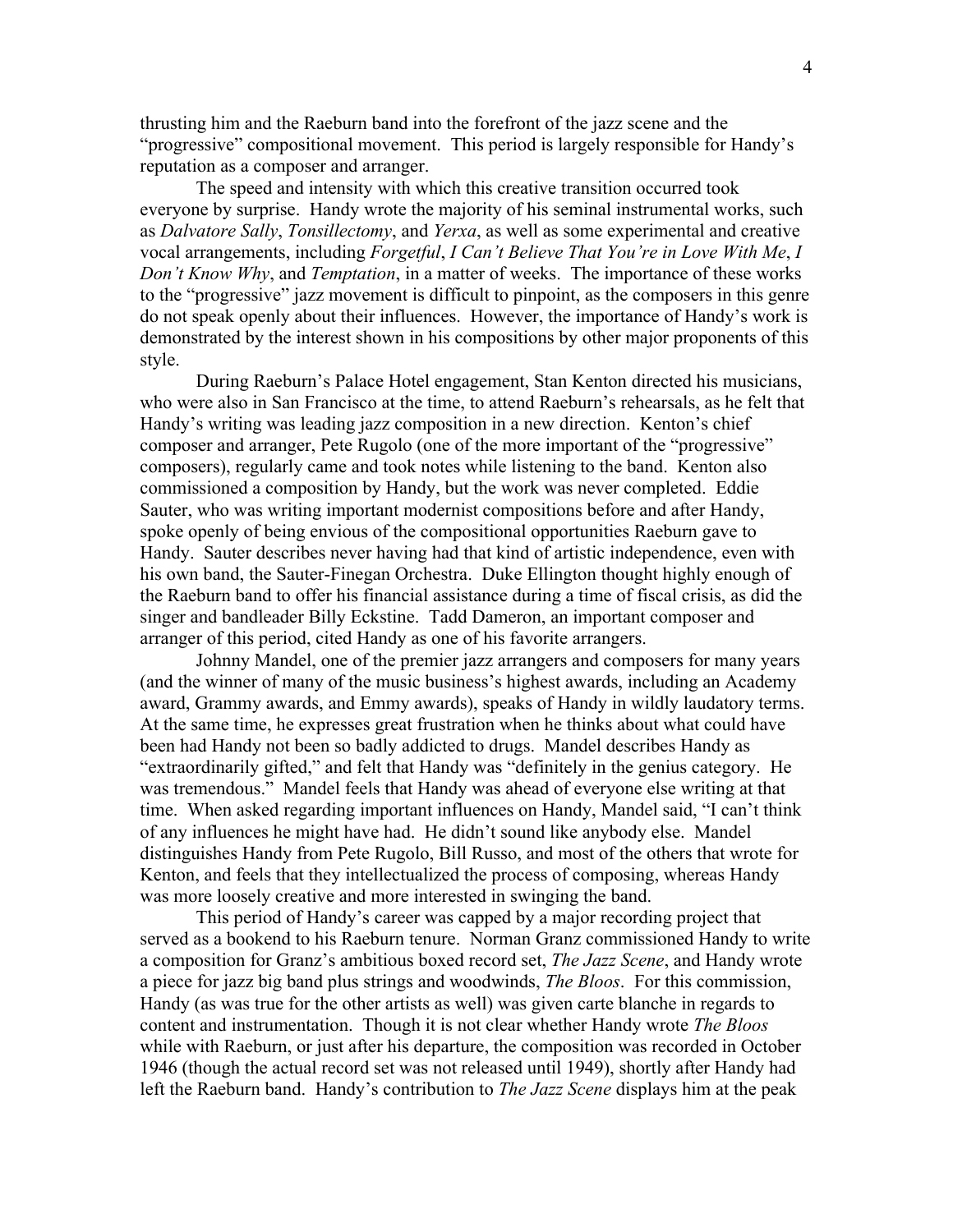thrusting him and the Raeburn band into the forefront of the jazz scene and the "progressive" compositional movement. This period is largely responsible for Handy's reputation as a composer and arranger.

The speed and intensity with which this creative transition occurred took everyone by surprise. Handy wrote the majority of his seminal instrumental works, such as *Dalvatore Sally*, *Tonsillectomy*, and *Yerxa*, as well as some experimental and creative vocal arrangements, including *Forgetful*, *I Can't Believe That You're in Love With Me*, *I Don't Know Why*, and *Temptation*, in a matter of weeks. The importance of these works to the "progressive" jazz movement is difficult to pinpoint, as the composers in this genre do not speak openly about their influences. However, the importance of Handy's work is demonstrated by the interest shown in his compositions by other major proponents of this style.

During Raeburn's Palace Hotel engagement, Stan Kenton directed his musicians, who were also in San Francisco at the time, to attend Raeburn's rehearsals, as he felt that Handy's writing was leading jazz composition in a new direction. Kenton's chief composer and arranger, Pete Rugolo (one of the more important of the "progressive" composers), regularly came and took notes while listening to the band. Kenton also commissioned a composition by Handy, but the work was never completed. Eddie Sauter, who was writing important modernist compositions before and after Handy, spoke openly of being envious of the compositional opportunities Raeburn gave to Handy. Sauter describes never having had that kind of artistic independence, even with his own band, the Sauter-Finegan Orchestra. Duke Ellington thought highly enough of the Raeburn band to offer his financial assistance during a time of fiscal crisis, as did the singer and bandleader Billy Eckstine. Tadd Dameron, an important composer and arranger of this period, cited Handy as one of his favorite arrangers.

Johnny Mandel, one of the premier jazz arrangers and composers for many years (and the winner of many of the music business's highest awards, including an Academy award, Grammy awards, and Emmy awards), speaks of Handy in wildly laudatory terms. At the same time, he expresses great frustration when he thinks about what could have been had Handy not been so badly addicted to drugs. Mandel describes Handy as "extraordinarily gifted," and felt that Handy was "definitely in the genius category. He was tremendous." Mandel feels that Handy was ahead of everyone else writing at that time. When asked regarding important influences on Handy, Mandel said, "I can't think of any influences he might have had. He didn't sound like anybody else. Mandel distinguishes Handy from Pete Rugolo, Bill Russo, and most of the others that wrote for Kenton, and feels that they intellectualized the process of composing, whereas Handy was more loosely creative and more interested in swinging the band.

This period of Handy's career was capped by a major recording project that served as a bookend to his Raeburn tenure. Norman Granz commissioned Handy to write a composition for Granz's ambitious boxed record set, *The Jazz Scene*, and Handy wrote a piece for jazz big band plus strings and woodwinds, *The Bloos*. For this commission, Handy (as was true for the other artists as well) was given carte blanche in regards to content and instrumentation. Though it is not clear whether Handy wrote *The Bloos* while with Raeburn, or just after his departure, the composition was recorded in October 1946 (though the actual record set was not released until 1949), shortly after Handy had left the Raeburn band. Handy's contribution to *The Jazz Scene* displays him at the peak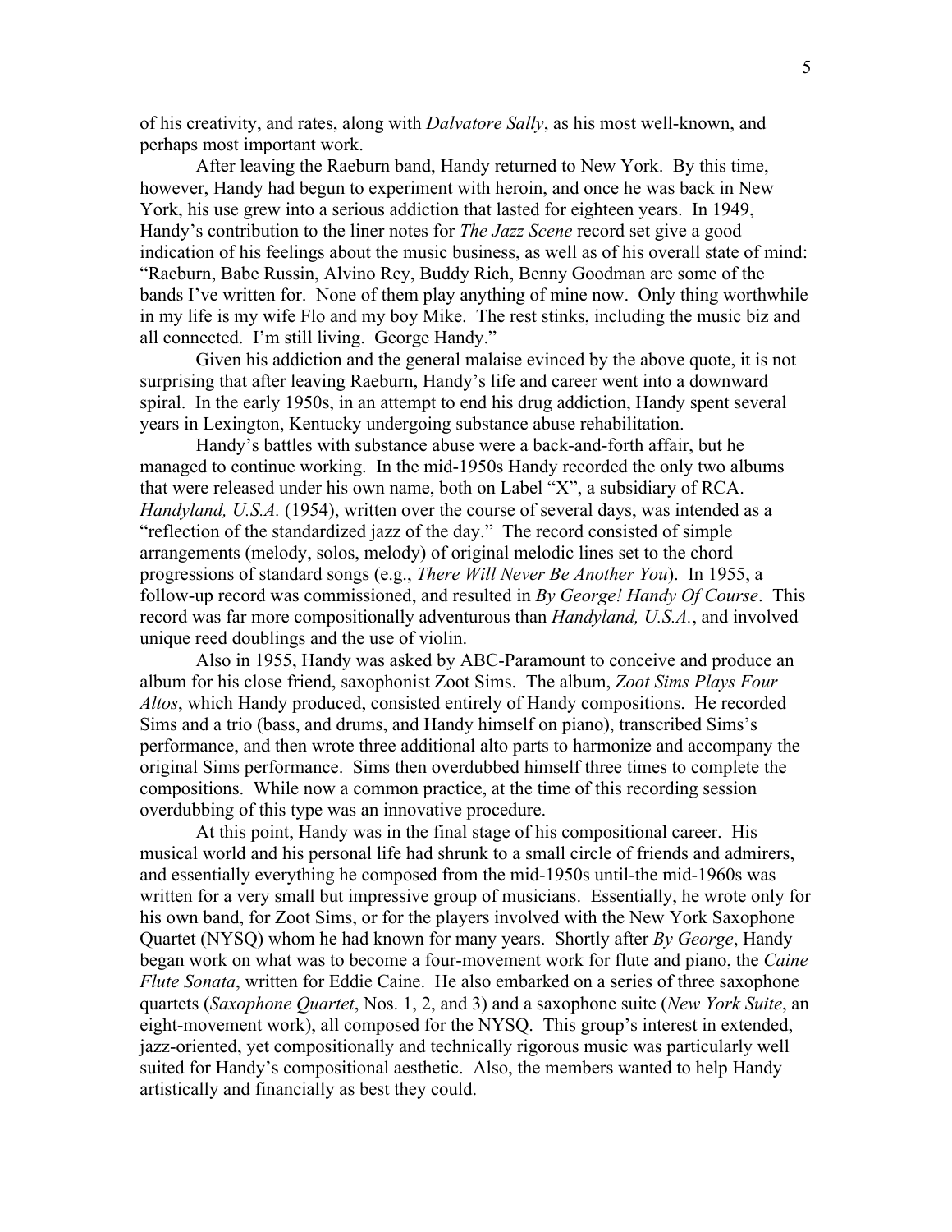of his creativity, and rates, along with *Dalvatore Sally*, as his most well-known, and perhaps most important work.

After leaving the Raeburn band, Handy returned to New York. By this time, however, Handy had begun to experiment with heroin, and once he was back in New York, his use grew into a serious addiction that lasted for eighteen years. In 1949, Handy's contribution to the liner notes for *The Jazz Scene* record set give a good indication of his feelings about the music business, as well as of his overall state of mind: "Raeburn, Babe Russin, Alvino Rey, Buddy Rich, Benny Goodman are some of the bands I've written for. None of them play anything of mine now. Only thing worthwhile in my life is my wife Flo and my boy Mike. The rest stinks, including the music biz and all connected. I'm still living. George Handy."

Given his addiction and the general malaise evinced by the above quote, it is not surprising that after leaving Raeburn, Handy's life and career went into a downward spiral. In the early 1950s, in an attempt to end his drug addiction, Handy spent several years in Lexington, Kentucky undergoing substance abuse rehabilitation.

Handy's battles with substance abuse were a back-and-forth affair, but he managed to continue working. In the mid-1950s Handy recorded the only two albums that were released under his own name, both on Label "X", a subsidiary of RCA. *Handyland, U.S.A.* (1954), written over the course of several days, was intended as a "reflection of the standardized jazz of the day." The record consisted of simple arrangements (melody, solos, melody) of original melodic lines set to the chord progressions of standard songs (e.g., *There Will Never Be Another You*). In 1955, a follow-up record was commissioned, and resulted in *By George! Handy Of Course*. This record was far more compositionally adventurous than *Handyland, U.S.A.*, and involved unique reed doublings and the use of violin.

Also in 1955, Handy was asked by ABC-Paramount to conceive and produce an album for his close friend, saxophonist Zoot Sims. The album, *Zoot Sims Plays Four Altos*, which Handy produced, consisted entirely of Handy compositions. He recorded Sims and a trio (bass, and drums, and Handy himself on piano), transcribed Sims's performance, and then wrote three additional alto parts to harmonize and accompany the original Sims performance. Sims then overdubbed himself three times to complete the compositions. While now a common practice, at the time of this recording session overdubbing of this type was an innovative procedure.

At this point, Handy was in the final stage of his compositional career. His musical world and his personal life had shrunk to a small circle of friends and admirers, and essentially everything he composed from the mid-1950s until-the mid-1960s was written for a very small but impressive group of musicians. Essentially, he wrote only for his own band, for Zoot Sims, or for the players involved with the New York Saxophone Quartet (NYSQ) whom he had known for many years. Shortly after *By George*, Handy began work on what was to become a four-movement work for flute and piano, the *Caine Flute Sonata*, written for Eddie Caine. He also embarked on a series of three saxophone quartets (*Saxophone Quartet*, Nos. 1, 2, and 3) and a saxophone suite (*New York Suite*, an eight-movement work), all composed for the NYSQ. This group's interest in extended, jazz-oriented, yet compositionally and technically rigorous music was particularly well suited for Handy's compositional aesthetic. Also, the members wanted to help Handy artistically and financially as best they could.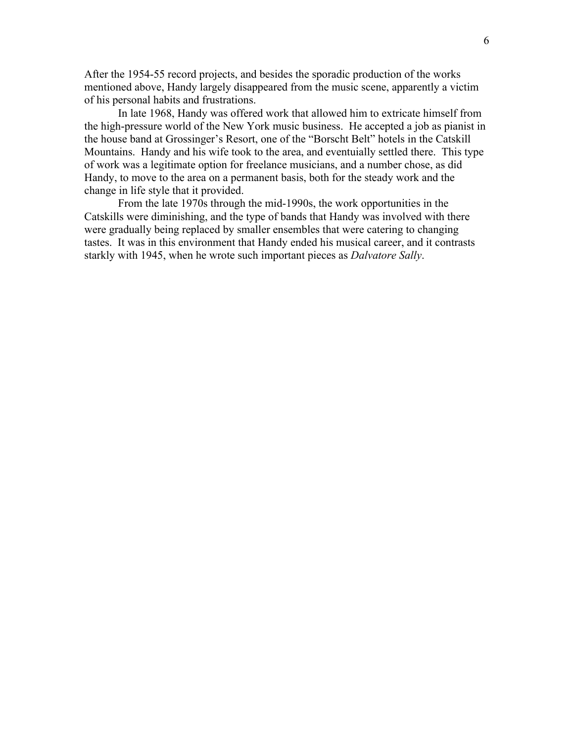After the 1954-55 record projects, and besides the sporadic production of the works mentioned above, Handy largely disappeared from the music scene, apparently a victim of his personal habits and frustrations.

In late 1968, Handy was offered work that allowed him to extricate himself from the high-pressure world of the New York music business. He accepted a job as pianist in the house band at Grossinger's Resort, one of the "Borscht Belt" hotels in the Catskill Mountains. Handy and his wife took to the area, and eventuially settled there. This type of work was a legitimate option for freelance musicians, and a number chose, as did Handy, to move to the area on a permanent basis, both for the steady work and the change in life style that it provided.

From the late 1970s through the mid-1990s, the work opportunities in the Catskills were diminishing, and the type of bands that Handy was involved with there were gradually being replaced by smaller ensembles that were catering to changing tastes. It was in this environment that Handy ended his musical career, and it contrasts starkly with 1945, when he wrote such important pieces as *Dalvatore Sally*.